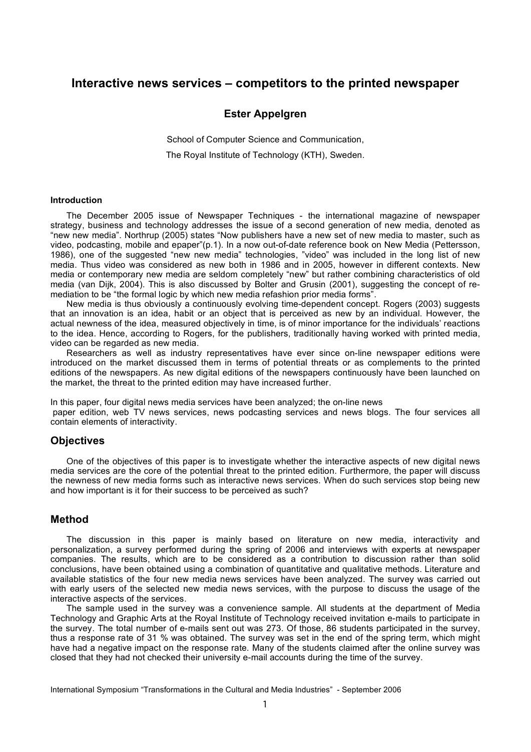# Interactive news services – competitors to the printed newspaper

**Ester Appelgren**

School of Computer Science and Communication,

The Royal Institute of Technology (KTH), Sweden.

#### Introduction

The December 2005 issue of Newspaper Techniques - the international magazine of newspaper strategy, business and technology addresses the issue of a second generation of new media, denoted as "new new media". Northrup (2005) states "Now publishers have a new set of new media to master, such as video, podcasting, mobile and epaper"(p.1). In a now out-of-date reference book on New Media (Pettersson, 1986), one of the suggested "new new media" technologies, "video" was included in the long list of new media. Thus video was considered as new both in 1986 and in 2005, however in different contexts. New media or contemporary new media are seldom completely "new" but rather combining characteristics of old media (van Dijk, 2004). This is also discussed by Bolter and Grusin (2001), suggesting the concept of re-mediation to be "the formal logic by which new media refashion prior media forms".

New media is thus obviously a continuously evolving time-dependent concept. Rogers (2003) suggests that an innovation is an idea, habit or an object that is perceived as new by an individual. However, the actual newness of the idea, measured objectively in time, is of minor importance for the individuals' reactions to the idea. Hence, according to Rogers, for the publishers, traditionally having worked with printed media, video can be regarded as new media.

Researchers as well as industry representatives have ever since on-line newspaper editions were introduced on the market discussed them in terms of potential threats or as complements to the printed editions of the newspapers. As new digital editions of the newspapers continuously have been launched on the market, the threat to the printed edition may have increased further.

In this paper, four digital news media services have been analyzed; the on-line news paper edition, web TV news services, news podcasting services and news blogs. The four services all contain elements of interactivity.

## Objectives

One of the objectives of this paper is to investigate whether the interactive aspects of new digital news media services are the core of the potential threat to the printed edition. Furthermore, the paper will discuss the newness of new media forms such as interactive news services. When do such services stop being new and how important is it for their success to be perceived as such?

## Method

The discussion in this paper is mainly based on literature on new media, interactivity and personalization, a survey performed during the spring of 2006 and interviews with experts at newspaper companies. The results, which are to be considered as a contribution to discussion rather than solid conclusions, have been obtained using a combination of quantitative and qualitative methods. Literature and available statistics of the four new media news services have been analyzed. The survey was carried out with early users of the selected new media news services, with the purpose to discuss the usage of the interactive aspects of the services.

The sample used in the survey was a convenience sample. All students at the department of Media Technology and Graphic Arts at the Royal Institute of Technology received invitation e-mails to participate in the survey. The total number of e-mails sent out was 273. Of those, 86 students participated in the survey, thus a response rate of 31 % was obtained. The survey was set in the end of the spring term, which might have had a negative impact on the response rate. Many of the students claimed after the online survey was closed that they had not checked their university e-mail accounts during the time of the survey.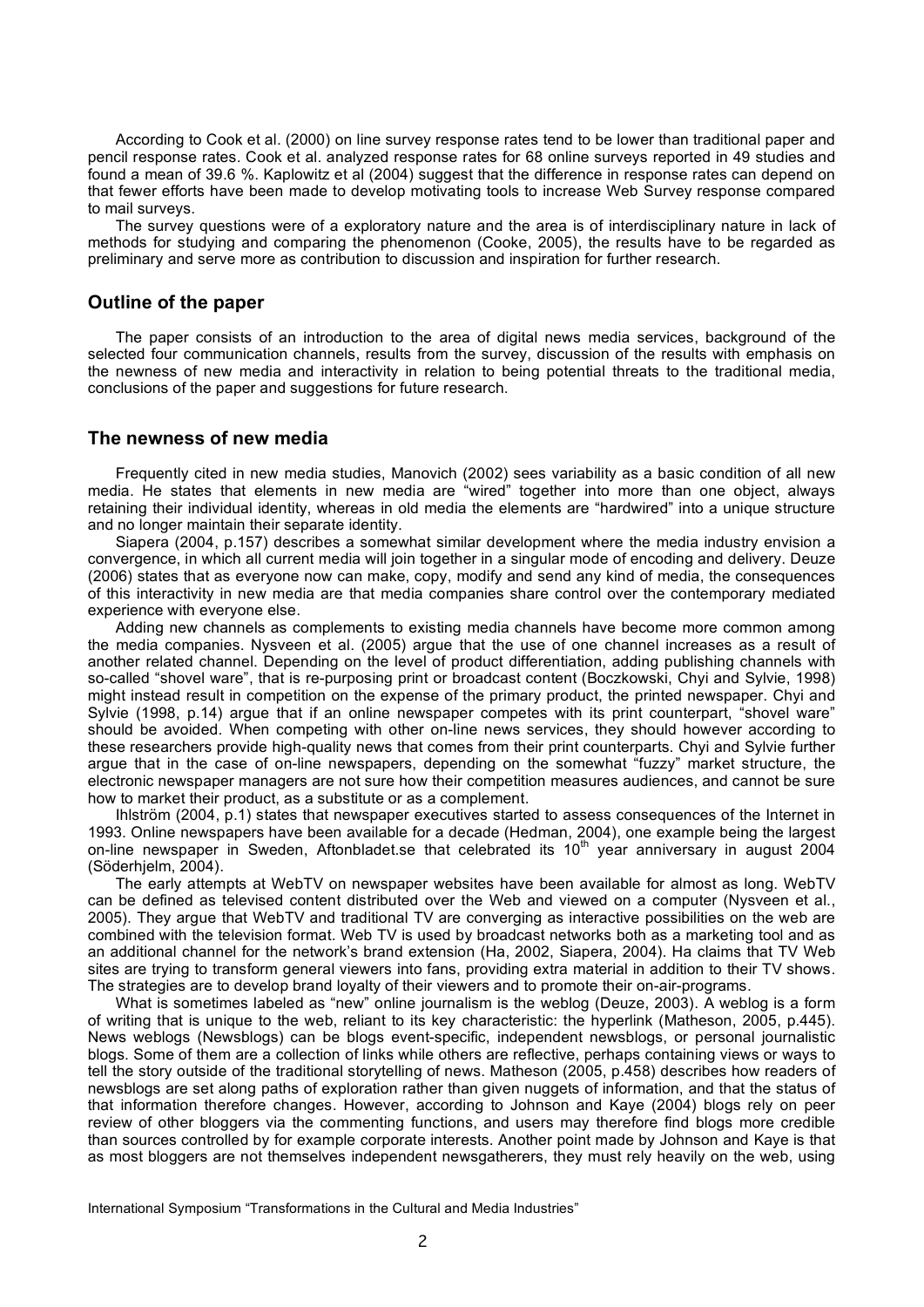According to Cook et al. (2000) on line survey response rates tend to be lower than traditional paper and pencil response rates. Cook et al. analyzed response rates for 68 online surveys reported in 49 studies and found a mean of 39.6 %. Kaplowitz et al (2004) suggest that the difference in response rates can depend on that fewer efforts have been made to develop motivating tools to increase Web Survey response compared to mail surveys.

The survey questions were of a exploratory nature and the area is of interdisciplinary nature in lack of methods for studying and comparing the phenomenon (Cooke, 2005), the results have to be regarded as preliminary and serve more as contribution to discussion and inspiration for further research.

## Outline of the paper

The paper consists of an introduction to the area of digital news media services, background of the selected four communication channels, results from the survey, discussion of the results with emphasis on the newness of new media and interactivity in relation to being potential threats to the traditional media, conclusions of the paper and suggestions for future research.

## The newness of new media

Frequently cited in new media studies, Manovich (2002) sees variability as a basic condition of all new media. He states that elements in new media are "wired" together into more than one object, always retaining their individual identity, whereas in old media the elements are "hardwired" into a unique structure and no longer maintain their separate identity.

Siapera (2004, p.157) describes a somewhat similar development where the media industry envision a convergence, in which all current media will join together in a singular mode of encoding and delivery. Deuze (2006) states that as everyone now can make, copy, modify and send any kind of media, the consequences of this interactivity in new media are that media companies share control over the contemporary mediated experience with everyone else.

Adding new channels as complements to existing media channels have become more common among the media companies. Nysveen et al. (2005) argue that the use of one channel increases as a result of another related channel. Depending on the level of product differentiation, adding publishing channels with so-called "shovel ware", that is re-purposing print or broadcast content (Boczkowski, Chyi and Sylvie, 1998) might instead result in competition on the expense of the primary product, the printed newspaper. Chyi and Sylvie (1998, p.14) argue that if an online newspaper competes with its print counterpart, "shovel ware" should be avoided. When competing with other on-line news services, they should however according to these researchers provide high-quality news that comes from their print counterparts. Chyi and Sylvie further argue that in the case of on-line newspapers, depending on the somewhat "fuzzy" market structure, the electronic newspaper managers are not sure how their competition measures audiences, and cannot be sure how to market their product, as a substitute or as a complement.

Ihlström (2004, p.1) states that newspaper executives started to assess consequences of the Internet in 1993. Online newspapers have been available for a decade (Hedman, 2004), one example being the largest on-line newspaper in Sweden, Aftonbladet.se that celebrated its 10[th] year anniversary in august 2004 (Söderhjelm, 2004).

The early attempts at WebTV on newspaper websites have been available for almost as long. WebTV can be defined as televised content distributed over the Web and viewed on a computer (Nysveen et al., 2005). They argue that WebTV and traditional TV are converging as interactive possibilities on the web are combined with the television format. Web TV is used by broadcast networks both as a marketing tool and as an additional channel for the network's brand extension (Ha, 2002, Siapera, 2004). Ha claims that TV Web sites are trying to transform general viewers into fans, providing extra material in addition to their TV shows. The strategies are to develop brand loyalty of their viewers and to promote their on-air-programs.

What is sometimes labeled as "new" online journalism is the weblog (Deuze, 2003). A weblog is a form of writing that is unique to the web, reliant to its key characteristic: the hyperlink (Matheson, 2005, p.445). News weblogs (Newsblogs) can be blogs event-specific, independent newsblogs, or personal journalistic blogs. Some of them are a collection of links while others are reflective, perhaps containing views or ways to tell the story outside of the traditional storytelling of news. Matheson (2005, p.458) describes how readers of newsblogs are set along paths of exploration rather than given nuggets of information, and that the status of that information therefore changes. However, according to Johnson and Kaye (2004) blogs rely on peer review of other bloggers via the commenting functions, and users may therefore find blogs more credible than sources controlled by for example corporate interests. Another point made by Johnson and Kaye is that as most bloggers are not themselves independent newsgatherers, they must rely heavily on the web, using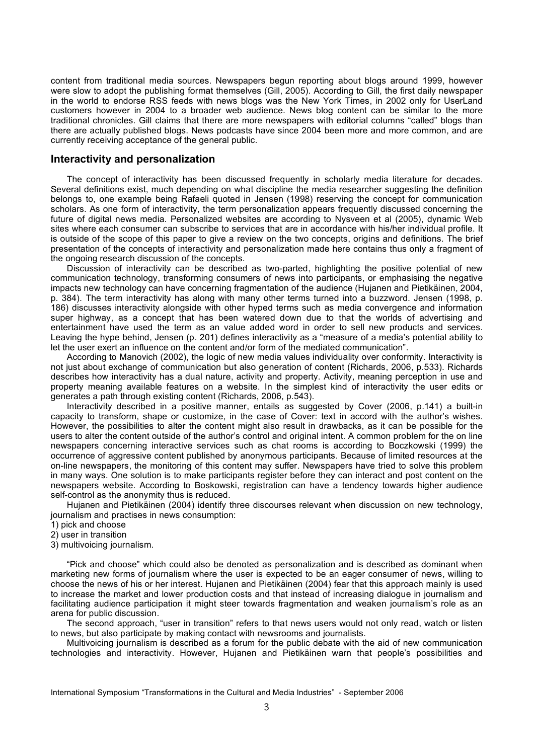content from traditional media sources. Newspapers begun reporting about blogs around 1999, however were slow to adopt the publishing format themselves (Gill, 2005). According to Gill, the first daily newspaper in the world to endorse RSS feeds with news blogs was the New York Times, in 2002 only for UserLand customers however in 2004 to a broader web audience. News blog content can be similar to the more traditional chronicles. Gill claims that there are more newspapers with editorial columns "called" blogs than there are actually published blogs. News podcasts have since 2004 been more and more common, and are currently receiving acceptance of the general public.

## Interactivity and personalization

The concept of interactivity has been discussed frequently in scholarly media literature for decades. Several definitions exist, much depending on what discipline the media researcher suggesting the definition belongs to, one example being Rafaeli quoted in Jensen (1998) reserving the concept for communication scholars. As one form of interactivity, the term personalization appears frequently discussed concerning the future of digital news media. Personalized websites are according to Nysveen et al (2005), dynamic Web sites where each consumer can subscribe to services that are in accordance with his/her individual profile. It is outside of the scope of this paper to give a review on the two concepts, origins and definitions. The brief presentation of the concepts of interactivity and personalization made here contains thus only a fragment of the ongoing research discussion of the concepts.

Discussion of interactivity can be described as two-parted, highlighting the positive potential of new communication technology, transforming consumers of news into participants, or emphasising the negative impacts new technology can have concerning fragmentation of the audience (Hujanen and Pietikäinen, 2004, p. 384). The term interactivity has along with many other terms turned into a buzzword. Jensen (1998, p. 186) discusses interactivity alongside with other hyped terms such as media convergence and information super highway, as a concept that has been watered down due to that the worlds of advertising and entertainment have used the term as an value added word in order to sell new products and services. Leaving the hype behind, Jensen (p. 201) defines interactivity as a "measure of a media's potential ability to let the user exert an influence on the content and/or form of the mediated communication".

According to Manovich (2002), the logic of new media values individuality over conformity. Interactivity is not just about exchange of communication but also generation of content (Richards, 2006, p.533). Richards describes how interactivity has a dual nature, activity and property. Activity, meaning perception in use and property meaning available features on a website. In the simplest kind of interactivity the user edits or generates a path through existing content (Richards, 2006, p.543).

Interactivity described in a positive manner, entails as suggested by Cover (2006, p.141) a built-in capacity to transform, shape or customize, in the case of Cover: text in accord with the author's wishes. However, the possibilities to alter the content might also result in drawbacks, as it can be possible for the users to alter the content outside of the author's control and original intent. A common problem for the on line newspapers concerning interactive services such as chat rooms is according to Boczkowski (1999) the occurrence of aggressive content published by anonymous participants. Because of limited resources at the on-line newspapers, the monitoring of this content may suffer. Newspapers have tried to solve this problem in many ways. One solution is to make participants register before they can interact and post content on the newspapers website. According to Boskowski, registration can have a tendency towards higher audience self-control as the anonymity thus is reduced.

Hujanen and Pietikäinen (2004) identify three discourses relevant when discussion on new technology, journalism and practises in news consumption:

1) pick and choose
2) user in transition
3) multivoicing journalism.

"Pick and choose" which could also be denoted as personalization and is described as dominant when marketing new forms of journalism where the user is expected to be an eager consumer of news, willing to choose the news of his or her interest. Hujanen and Pietikäinen (2004) fear that this approach mainly is used to increase the market and lower production costs and that instead of increasing dialogue in journalism and facilitating audience participation it might steer towards fragmentation and weaken journalism's role as an arena for public discussion.

The second approach, "user in transition" refers to that news users would not only read, watch or listen to news, but also participate by making contact with newsrooms and journalists.

Multivoicing journalism is described as a forum for the public debate with the aid of new communication technologies and interactivity. However, Hujanen and Pietikäinen warn that people's possibilities and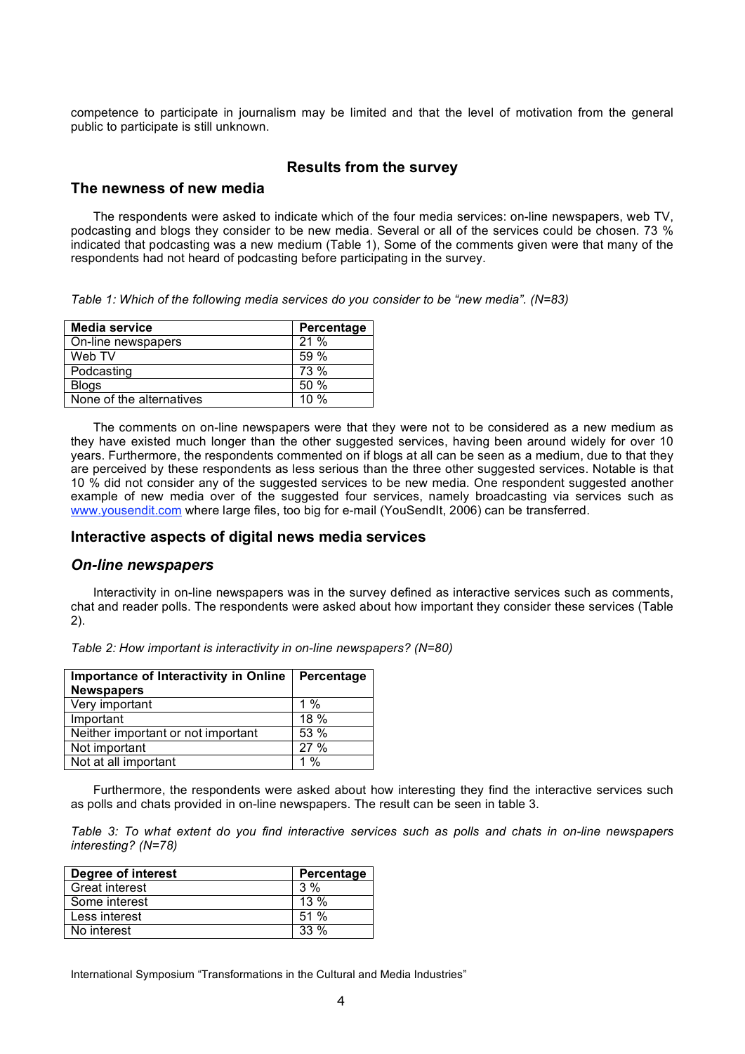competence to participate in journalism may be limited and that the level of motivation from the general public to participate is still unknown.

## Results from the survey

### The newness of new media

The respondents were asked to indicate which of the four media services: on-line newspapers, web TV, podcasting and blogs they consider to be new media. Several or all of the services could be chosen. 73 % indicated that podcasting was a new medium (Table 1), Some of the comments given were that many of the respondents had not heard of podcasting before participating in the survey.

*Table 1: Which of the following media services do you consider to be "new media". (N=83)*

| Media service | Percentage |
|---|---|
| On-line newspapers | 21 % |
| Web TV | 59 % |
| Podcasting | 73 % |
| Blogs | 50 % |
| None of the alternatives | 10 % |

The comments on on-line newspapers were that they were not to be considered as a new medium as they have existed much longer than the other suggested services, having been around widely for over 10 years. Furthermore, the respondents commented on if blogs at all can be seen as a medium, due to that they are perceived by these respondents as less serious than the three other suggested services. Notable is that 10 % did not consider any of the suggested services to be new media. One respondent suggested another example of new media over of the suggested four services, namely broadcasting via services such as www.yousendit.com where large files, too big for e-mail (YouSendIt, 2006) can be transferred.

### Interactive aspects of digital news media services

### *On-line newspapers*

Interactivity in on-line newspapers was in the survey defined as interactive services such as comments, chat and reader polls. The respondents were asked about how important they consider these services (Table 2).

*Table 2: How important is interactivity in on-line newspapers? (N=80)*

| Importance of Interactivity in Online Newspapers | Percentage |
|---|---|
| Very important | 1 % |
| Important | 18 % |
| Neither important or not important | 53 % |
| Not important | 27 % |
| Not at all important | 1 % |

Furthermore, the respondents were asked about how interesting they find the interactive services such as polls and chats provided in on-line newspapers. The result can be seen in table 3.

*Table 3: To what extent do you find interactive services such as polls and chats in on-line newspapers interesting? (N=78)*

| Degree of interest | Percentage |
|---|---|
| Great interest | 3 % |
| Some interest | 13 % |
| Less interest | 51 % |
| No interest | 33 % |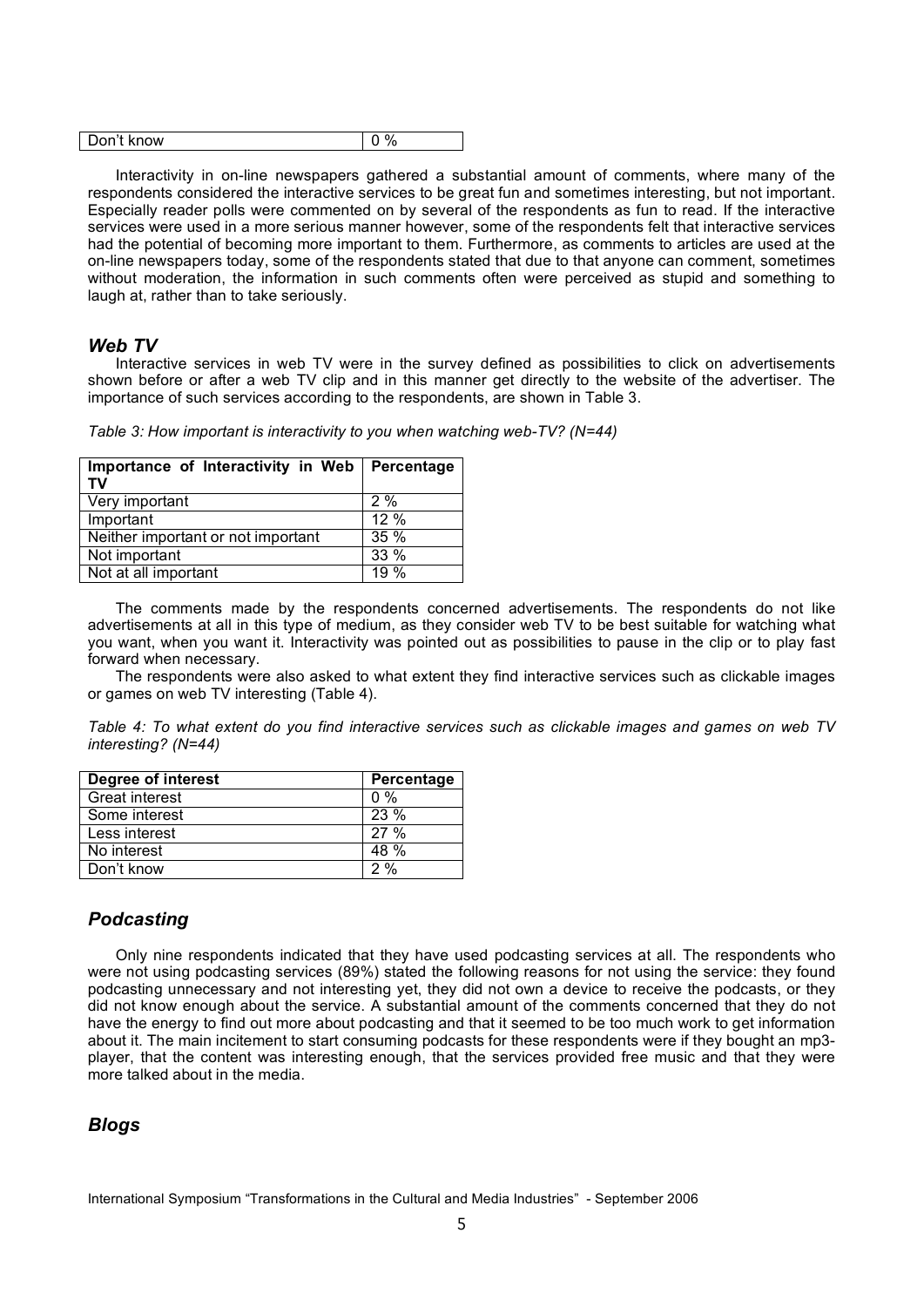| Don't know | 0 % |
|---|---|

Interactivity in on-line newspapers gathered a substantial amount of comments, where many of the respondents considered the interactive services to be great fun and sometimes interesting, but not important. Especially reader polls were commented on by several of the respondents as fun to read. If the interactive services were used in a more serious manner however, some of the respondents felt that interactive services had the potential of becoming more important to them. Furthermore, as comments to articles are used at the on-line newspapers today, some of the respondents stated that due to that anyone can comment, sometimes without moderation, the information in such comments often were perceived as stupid and something to laugh at, rather than to take seriously.

### *Web TV*

Interactive services in web TV were in the survey defined as possibilities to click on advertisements shown before or after a web TV clip and in this manner get directly to the website of the advertiser. The importance of such services according to the respondents, are shown in Table 3.

*Table 3: How important is interactivity to you when watching web-TV? (N=44)*

| Importance of Interactivity in Web TV | Percentage |
|---|---|
| Very important | 2 % |
| Important | 12 % |
| Neither important or not important | 35 % |
| Not important | 33 % |
| Not at all important | 19 % |

The comments made by the respondents concerned advertisements. The respondents do not like advertisements at all in this type of medium, as they consider web TV to be best suitable for watching what you want, when you want it. Interactivity was pointed out as possibilities to pause in the clip or to play fast forward when necessary.

The respondents were also asked to what extent they find interactive services such as clickable images or games on web TV interesting (Table 4).

*Table 4: To what extent do you find interactive services such as clickable images and games on web TV interesting? (N=44)*

| Degree of interest | Percentage |
|---|---|
| Great interest | 0 % |
| Some interest | 23 % |
| Less interest | 27 % |
| No interest | 48 % |
| Don't know | 2 % |

### *Podcasting*

Only nine respondents indicated that they have used podcasting services at all. The respondents who were not using podcasting services (89%) stated the following reasons for not using the service: they found podcasting unnecessary and not interesting yet, they did not own a device to receive the podcasts, or they did not know enough about the service. A substantial amount of the comments concerned that they do not have the energy to find out more about podcasting and that it seemed to be too much work to get information about it. The main incitement to start consuming podcasts for these respondents were if they bought an mp3-player, that the content was interesting enough, that the services provided free music and that they were more talked about in the media.

### *Blogs*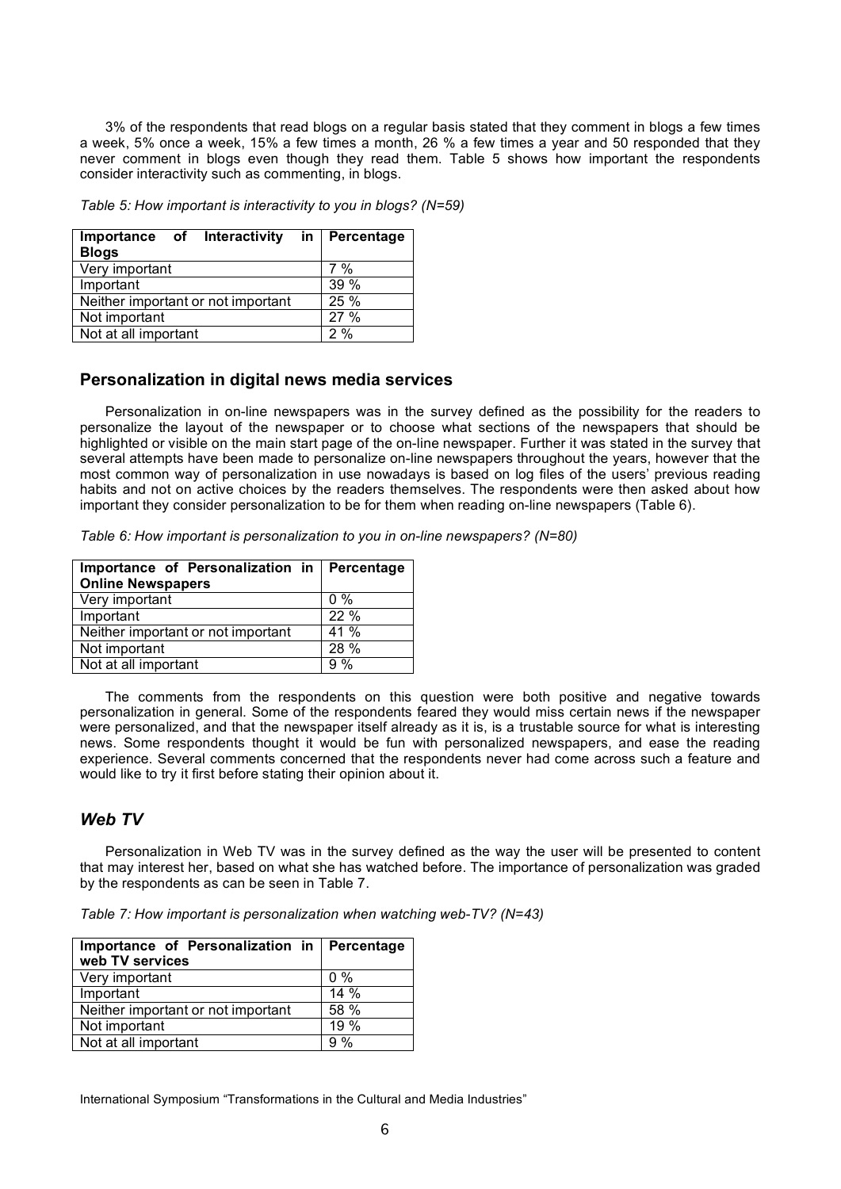3% of the respondents that read blogs on a regular basis stated that they comment in blogs a few times a week, 5% once a week, 15% a few times a month, 26 % a few times a year and 50 responded that they never comment in blogs even though they read them. Table 5 shows how important the respondents consider interactivity such as commenting, in blogs.

*Table 5: How important is interactivity to you in blogs? (N=59)*

| Importance of Interactivity in Blogs | Percentage |
|---|---|
| Very important | 7 % |
| Important | 39 % |
| Neither important or not important | 25 % |
| Not important | 27 % |
| Not at all important | 2 % |

## Personalization in digital news media services

Personalization in on-line newspapers was in the survey defined as the possibility for the readers to personalize the layout of the newspaper or to choose what sections of the newspapers that should be highlighted or visible on the main start page of the on-line newspaper. Further it was stated in the survey that several attempts have been made to personalize on-line newspapers throughout the years, however that the most common way of personalization in use nowadays is based on log files of the users' previous reading habits and not on active choices by the readers themselves. The respondents were then asked about how important they consider personalization to be for them when reading on-line newspapers (Table 6).

*Table 6: How important is personalization to you in on-line newspapers? (N=80)*

| Importance of Personalization in Online Newspapers | Percentage |
|---|---|
| Very important | 0 % |
| Important | 22 % |
| Neither important or not important | 41 % |
| Not important | 28 % |
| Not at all important | 9 % |

The comments from the respondents on this question were both positive and negative towards personalization in general. Some of the respondents feared they would miss certain news if the newspaper were personalized, and that the newspaper itself already as it is, is a trustable source for what is interesting news. Some respondents thought it would be fun with personalized newspapers, and ease the reading experience. Several comments concerned that the respondents never had come across such a feature and would like to try it first before stating their opinion about it.

### *Web TV*

Personalization in Web TV was in the survey defined as the way the user will be presented to content that may interest her, based on what she has watched before. The importance of personalization was graded by the respondents as can be seen in Table 7.

*Table 7: How important is personalization when watching web-TV? (N=43)*

| Importance of Personalization in web TV services | Percentage |
|---|---|
| Very important | 0 % |
| Important | 14 % |
| Neither important or not important | 58 % |
| Not important | 19 % |
| Not at all important | 9 % |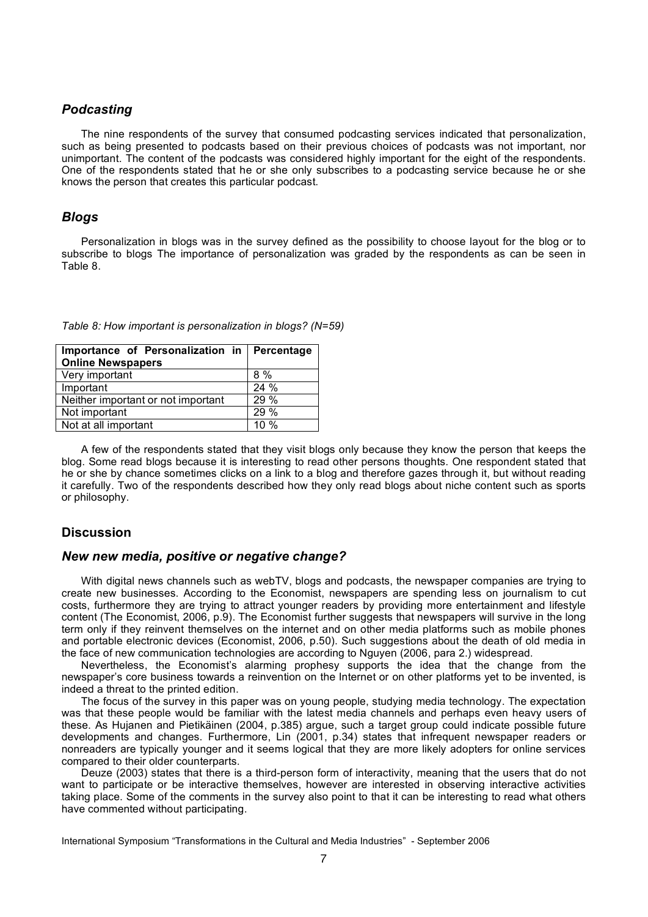### *Podcasting*

The nine respondents of the survey that consumed podcasting services indicated that personalization, such as being presented to podcasts based on their previous choices of podcasts was not important, nor unimportant. The content of the podcasts was considered highly important for the eight of the respondents. One of the respondents stated that he or she only subscribes to a podcasting service because he or she knows the person that creates this particular podcast.

### *Blogs*

Personalization in blogs was in the survey defined as the possibility to choose layout for the blog or to subscribe to blogs The importance of personalization was graded by the respondents as can be seen in Table 8.

*Table 8: How important is personalization in blogs? (N=59)*

| Importance of Personalization in Online Newspapers | Percentage |
|---|---|
| Very important | 8 % |
| Important | 24 % |
| Neither important or not important | 29 % |
| Not important | 29 % |
| Not at all important | 10 % |

A few of the respondents stated that they visit blogs only because they know the person that keeps the blog. Some read blogs because it is interesting to read other persons thoughts. One respondent stated that he or she by chance sometimes clicks on a link to a blog and therefore gazes through it, but without reading it carefully. Two of the respondents described how they only read blogs about niche content such as sports or philosophy.

## Discussion

### *New new media, positive or negative change?*

With digital news channels such as webTV, blogs and podcasts, the newspaper companies are trying to create new businesses. According to the Economist, newspapers are spending less on journalism to cut costs, furthermore they are trying to attract younger readers by providing more entertainment and lifestyle content (The Economist, 2006, p.9). The Economist further suggests that newspapers will survive in the long term only if they reinvent themselves on the internet and on other media platforms such as mobile phones and portable electronic devices (Economist, 2006, p.50). Such suggestions about the death of old media in the face of new communication technologies are according to Nguyen (2006, para 2.) widespread.

Nevertheless, the Economist's alarming prophesy supports the idea that the change from the newspaper's core business towards a reinvention on the Internet or on other platforms yet to be invented, is indeed a threat to the printed edition.

The focus of the survey in this paper was on young people, studying media technology. The expectation was that these people would be familiar with the latest media channels and perhaps even heavy users of these. As Hujanen and Pietikäinen (2004, p.385) argue, such a target group could indicate possible future developments and changes. Furthermore, Lin (2001, p.34) states that infrequent newspaper readers or nonreaders are typically younger and it seems logical that they are more likely adopters for online services compared to their older counterparts.

Deuze (2003) states that there is a third-person form of interactivity, meaning that the users that do not want to participate or be interactive themselves, however are interested in observing interactive activities taking place. Some of the comments in the survey also point to that it can be interesting to read what others have commented without participating.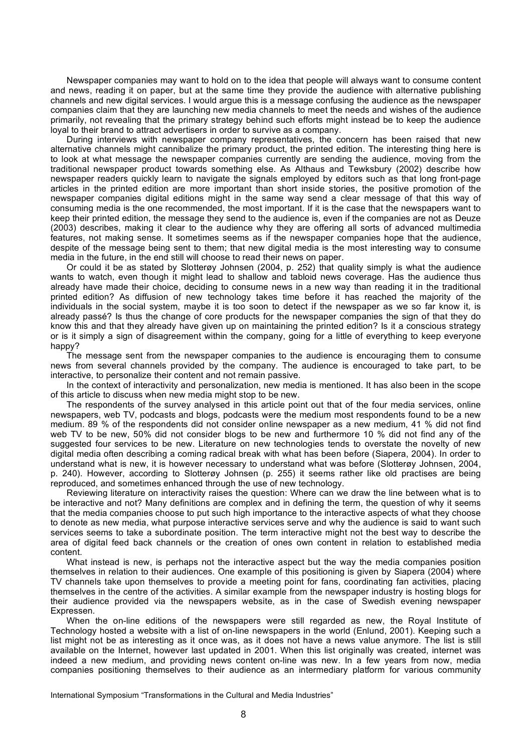Newspaper companies may want to hold on to the idea that people will always want to consume content and news, reading it on paper, but at the same time they provide the audience with alternative publishing channels and new digital services. I would argue this is a message confusing the audience as the newspaper companies claim that they are launching new media channels to meet the needs and wishes of the audience primarily, not revealing that the primary strategy behind such efforts might instead be to keep the audience loyal to their brand to attract advertisers in order to survive as a company.

During interviews with newspaper company representatives, the concern has been raised that new alternative channels might cannibalize the primary product, the printed edition. The interesting thing here is to look at what message the newspaper companies currently are sending the audience, moving from the traditional newspaper product towards something else. As Althaus and Tewksbury (2002) describe how newspaper readers quickly learn to navigate the signals employed by editors such as that long front-page articles in the printed edition are more important than short inside stories, the positive promotion of the newspaper companies digital editions might in the same way send a clear message of that this way of consuming media is the one recommended, the most important. If it is the case that the newspapers want to keep their printed edition, the message they send to the audience is, even if the companies are not as Deuze (2003) describes, making it clear to the audience why they are offering all sorts of advanced multimedia features, not making sense. It sometimes seems as if the newspaper companies hope that the audience, despite of the message being sent to them; that new digital media is the most interesting way to consume media in the future, in the end still will choose to read their news on paper.

Or could it be as stated by Slotterøy Johnsen (2004, p. 252) that quality simply is what the audience wants to watch, even though it might lead to shallow and tabloid news coverage. Has the audience thus already have made their choice, deciding to consume news in a new way than reading it in the traditional printed edition? As diffusion of new technology takes time before it has reached the majority of the individuals in the social system, maybe it is too soon to detect if the newspaper as we so far know it, is already passé? Is thus the change of core products for the newspaper companies the sign of that they do know this and that they already have given up on maintaining the printed edition? Is it a conscious strategy or is it simply a sign of disagreement within the company, going for a little of everything to keep everyone happy?

The message sent from the newspaper companies to the audience is encouraging them to consume news from several channels provided by the company. The audience is encouraged to take part, to be interactive, to personalize their content and not remain passive.

In the context of interactivity and personalization, new media is mentioned. It has also been in the scope of this article to discuss when new media might stop to be new.

The respondents of the survey analysed in this article point out that of the four media services, online newspapers, web TV, podcasts and blogs, podcasts were the medium most respondents found to be a new medium. 89 % of the respondents did not consider online newspaper as a new medium, 41 % did not find web TV to be new, 50% did not consider blogs to be new and furthermore 10 % did not find any of the suggested four services to be new. Literature on new technologies tends to overstate the novelty of new digital media often describing a coming radical break with what has been before (Siapera, 2004). In order to understand what is new, it is however necessary to understand what was before (Slotterøy Johnsen, 2004, p. 240). However, according to Slotterøy Johnsen (p. 255) it seems rather like old practises are being reproduced, and sometimes enhanced through the use of new technology.

Reviewing literature on interactivity raises the question: Where can we draw the line between what is to be interactive and not? Many definitions are complex and in defining the term, the question of why it seems that the media companies choose to put such high importance to the interactive aspects of what they choose to denote as new media, what purpose interactive services serve and why the audience is said to want such services seems to take a subordinate position. The term interactive might not the best way to describe the area of digital feed back channels or the creation of ones own content in relation to established media content.

What instead is new, is perhaps not the interactive aspect but the way the media companies position themselves in relation to their audiences. One example of this positioning is given by Siapera (2004) where TV channels take upon themselves to provide a meeting point for fans, coordinating fan activities, placing themselves in the centre of the activities. A similar example from the newspaper industry is hosting blogs for their audience provided via the newspapers website, as in the case of Swedish evening newspaper Expressen.

When the on-line editions of the newspapers were still regarded as new, the Royal Institute of Technology hosted a website with a list of on-line newspapers in the world (Enlund, 2001). Keeping such a list might not be as interesting as it once was, as it does not have a news value anymore. The list is still available on the Internet, however last updated in 2001. When this list originally was created, internet was indeed a new medium, and providing news content on-line was new. In a few years from now, media companies positioning themselves to their audience as an intermediary platform for various community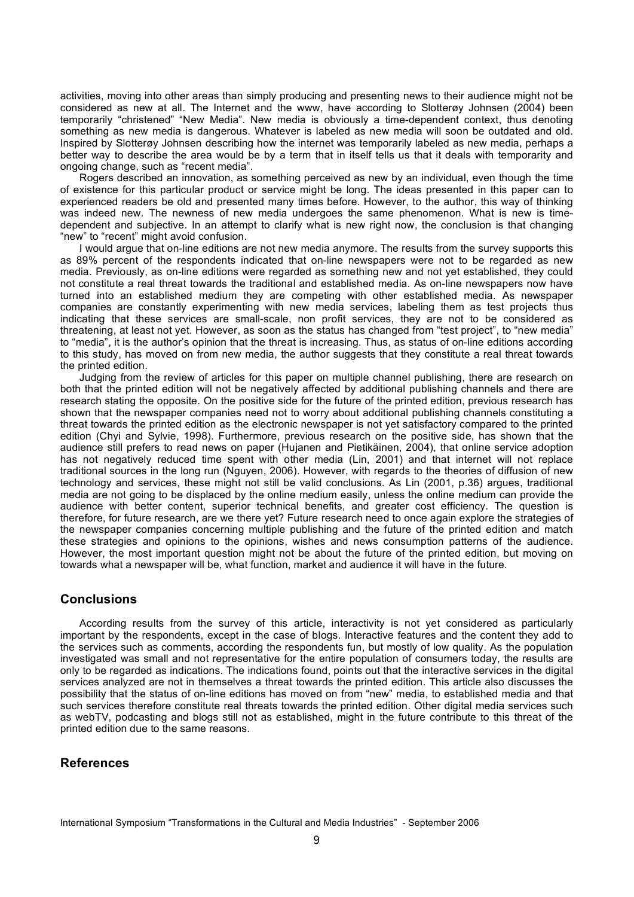activities, moving into other areas than simply producing and presenting news to their audience might not be considered as new at all. The Internet and the www, have according to Slotterøy Johnsen (2004) been temporarily "christened" "New Media". New media is obviously a time-dependent context, thus denoting something as new media is dangerous. Whatever is labeled as new media will soon be outdated and old. Inspired by Slotterøy Johnsen describing how the internet was temporarily labeled as new media, perhaps a better way to describe the area would be by a term that in itself tells us that it deals with temporarity and ongoing change, such as "recent media".

Rogers described an innovation, as something perceived as new by an individual, even though the time of existence for this particular product or service might be long. The ideas presented in this paper can to experienced readers be old and presented many times before. However, to the author, this way of thinking was indeed new. The newness of new media undergoes the same phenomenon. What is new is time-dependent and subjective. In an attempt to clarify what is new right now, the conclusion is that changing "new" to "recent" might avoid confusion.

I would argue that on-line editions are not new media anymore. The results from the survey supports this as 89% percent of the respondents indicated that on-line newspapers were not to be regarded as new media. Previously, as on-line editions were regarded as something new and not yet established, they could not constitute a real threat towards the traditional and established media. As on-line newspapers now have turned into an established medium they are competing with other established media. As newspaper companies are constantly experimenting with new media services, labeling them as test projects thus indicating that these services are small-scale, non profit services, they are not to be considered as threatening, at least not yet. However, as soon as the status has changed from "test project", to "new media" to "media", it is the author's opinion that the threat is increasing. Thus, as status of on-line editions according to this study, has moved on from new media, the author suggests that they constitute a real threat towards the printed edition.

Judging from the review of articles for this paper on multiple channel publishing, there are research on both that the printed edition will not be negatively affected by additional publishing channels and there are research stating the opposite. On the positive side for the future of the printed edition, previous research has shown that the newspaper companies need not to worry about additional publishing channels constituting a threat towards the printed edition as the electronic newspaper is not yet satisfactory compared to the printed edition (Chyi and Sylvie, 1998). Furthermore, previous research on the positive side, has shown that the audience still prefers to read news on paper (Hujanen and Pietikäinen, 2004), that online service adoption has not negatively reduced time spent with other media (Lin, 2001) and that internet will not replace traditional sources in the long run (Nguyen, 2006). However, with regards to the theories of diffusion of new technology and services, these might not still be valid conclusions. As Lin (2001, p.36) argues, traditional media are not going to be displaced by the online medium easily, unless the online medium can provide the audience with better content, superior technical benefits, and greater cost efficiency. The question is therefore, for future research, are we there yet? Future research need to once again explore the strategies of the newspaper companies concerning multiple publishing and the future of the printed edition and match these strategies and opinions to the opinions, wishes and news consumption patterns of the audience. However, the most important question might not be about the future of the printed edition, but moving on towards what a newspaper will be, what function, market and audience it will have in the future.

## Conclusions

According results from the survey of this article, interactivity is not yet considered as particularly important by the respondents, except in the case of blogs. Interactive features and the content they add to the services such as comments, according the respondents fun, but mostly of low quality. As the population investigated was small and not representative for the entire population of consumers today, the results are only to be regarded as indications. The indications found, points out that the interactive services in the digital services analyzed are not in themselves a threat towards the printed edition. This article also discusses the possibility that the status of on-line editions has moved on from "new" media, to established media and that such services therefore constitute real threats towards the printed edition. Other digital media services such as webTV, podcasting and blogs still not as established, might in the future contribute to this threat of the printed edition due to the same reasons.

## References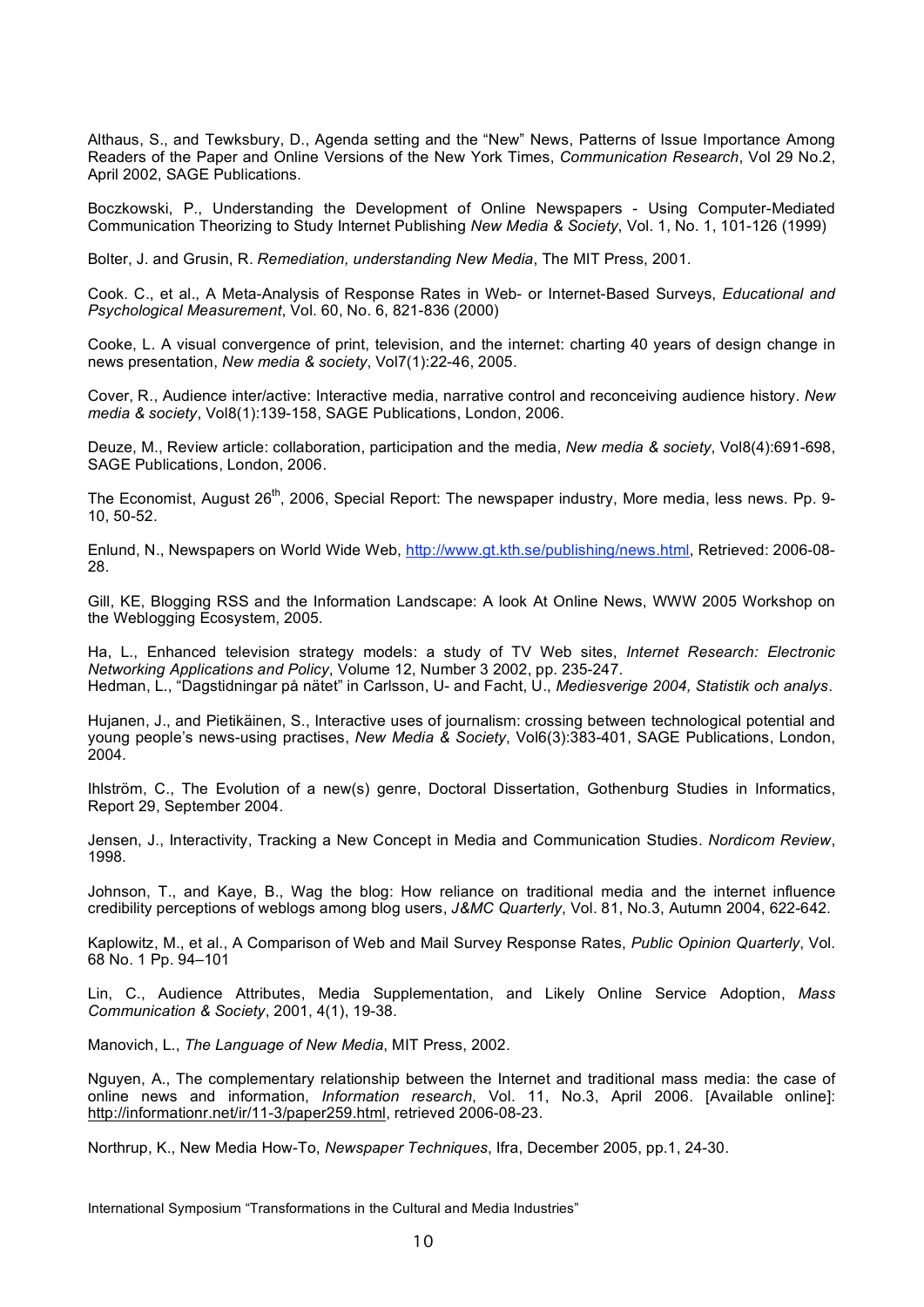Althaus, S., and Tewksbury, D., Agenda setting and the "New" News, Patterns of Issue Importance Among Readers of the Paper and Online Versions of the New York Times, *Communication Research*, Vol 29 No.2, April 2002, SAGE Publications.

Boczkowski, P., Understanding the Development of Online Newspapers - Using Computer-Mediated Communication Theorizing to Study Internet Publishing *New Media & Society*, Vol. 1, No. 1, 101-126 (1999)

Bolter, J. and Grusin, R. *Remediation, understanding New Media*, The MIT Press, 2001.

Cook. C., et al., A Meta-Analysis of Response Rates in Web- or Internet-Based Surveys, *Educational and Psychological Measurement*, Vol. 60, No. 6, 821-836 (2000)

Cooke, L. A visual convergence of print, television, and the internet: charting 40 years of design change in news presentation, *New media & society*, Vol7(1):22-46, 2005.

Cover, R., Audience inter/active: Interactive media, narrative control and reconceiving audience history. *New media & society*, Vol8(1):139-158, SAGE Publications, London, 2006.

Deuze, M., Review article: collaboration, participation and the media, *New media & society*, Vol8(4):691-698, SAGE Publications, London, 2006.

The Economist, August 26th, 2006, Special Report: The newspaper industry, More media, less news. Pp. 9-10, 50-52.

Enlund, N., Newspapers on World Wide Web, http://www.gt.kth.se/publishing/news.html, Retrieved: 2006-08-28.

Gill, KE, Blogging RSS and the Information Landscape: A look At Online News, WWW 2005 Workshop on the Weblogging Ecosystem, 2005.

Ha, L., Enhanced television strategy models: a study of TV Web sites, *Internet Research: Electronic Networking Applications and Policy*, Volume 12, Number 3 2002, pp. 235-247.
Hedman, L., "Dagstidningar på nätet" in Carlsson, U- and Facht, U., *Mediesverige 2004, Statistik och analys.*

Hujanen, J., and Pietikäinen, S., Interactive uses of journalism: crossing between technological potential and young people's news-using practises, *New Media & Society*, Vol6(3):383-401, SAGE Publications, London, 2004.

Ihlström, C., The Evolution of a new(s) genre, Doctoral Dissertation, Gothenburg Studies in Informatics, Report 29, September 2004.

Jensen, J., Interactivity, Tracking a New Concept in Media and Communication Studies. *Nordicom Review*, 1998.

Johnson, T., and Kaye, B., Wag the blog: How reliance on traditional media and the internet influence credibility perceptions of weblogs among blog users, *J&MC Quarterly*, Vol. 81, No.3, Autumn 2004, 622-642.

Kaplowitz, M., et al., A Comparison of Web and Mail Survey Response Rates, *Public Opinion Quarterly*, Vol. 68 No. 1 Pp. 94–101

Lin, C., Audience Attributes, Media Supplementation, and Likely Online Service Adoption, *Mass Communication & Society*, 2001, 4(1), 19-38.

Manovich, L., *The Language of New Media*, MIT Press, 2002.

Nguyen, A., The complementary relationship between the Internet and traditional mass media: the case of online news and information, *Information research*, Vol. 11, No.3, April 2006. [Available online]: http://informationr.net/ir/11-3/paper259.html, retrieved 2006-08-23.

Northrup, K., New Media How-To, *Newspaper Techniques*, Ifra, December 2005, pp.1, 24-30.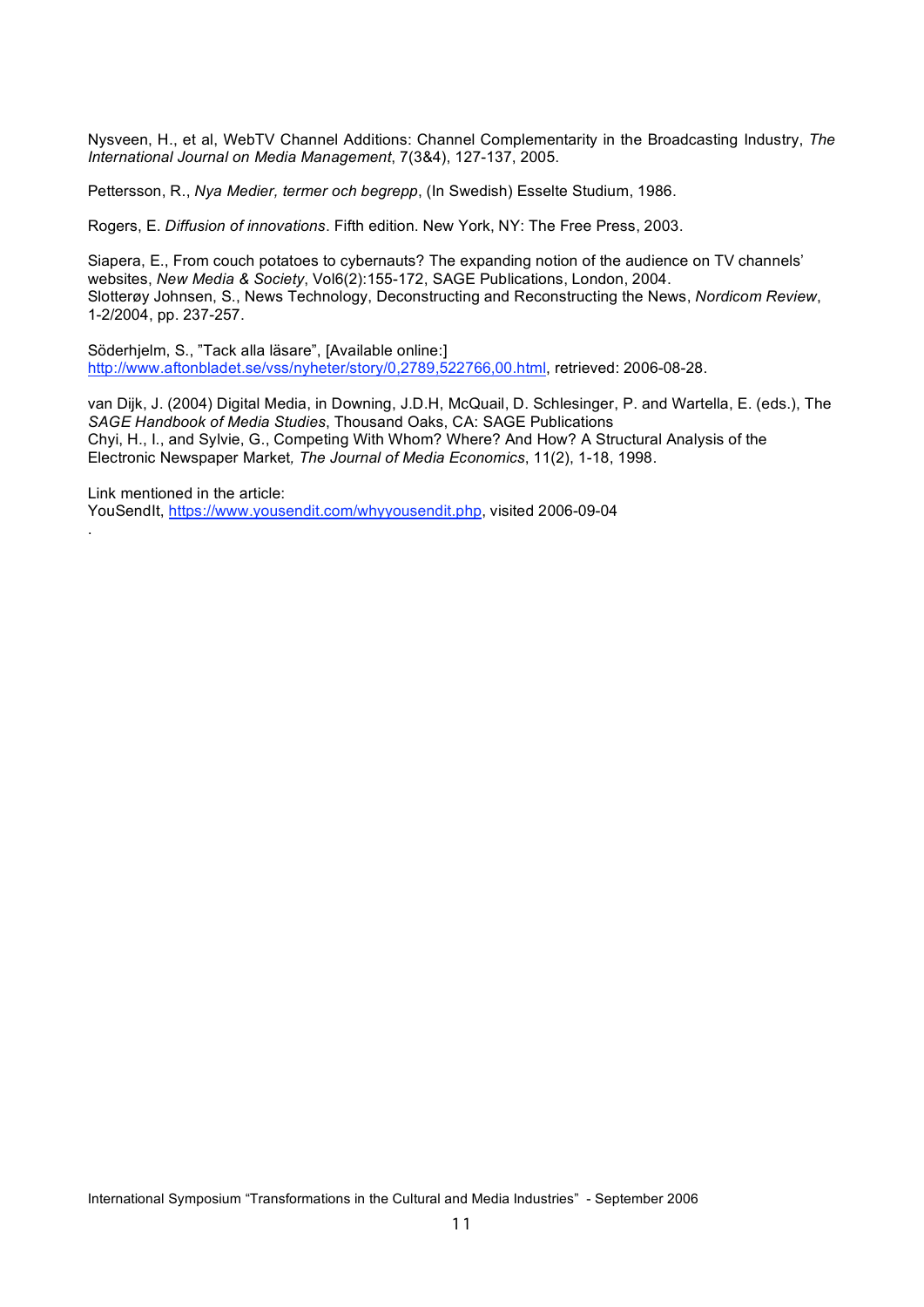Nysveen, H., et al, WebTV Channel Additions: Channel Complementarity in the Broadcasting Industry, *The International Journal on Media Management*, 7(3&4), 127-137, 2005.

Pettersson, R., *Nya Medier, termer och begrepp*, (In Swedish) Esselte Studium, 1986.

Rogers, E. *Diffusion of innovations*. Fifth edition. New York, NY: The Free Press, 2003.

Siapera, E., From couch potatoes to cybernauts? The expanding notion of the audience on TV channels' websites, *New Media & Society*, Vol6(2):155-172, SAGE Publications, London, 2004.
Slotterøy Johnsen, S., News Technology, Deconstructing and Reconstructing the News, *Nordicom Review*, 1-2/2004, pp. 237-257.

Söderhjelm, S., "Tack alla läsare", [Available online:] http://www.aftonbladet.se/vss/nyheter/story/0,2789,522766,00.html, retrieved: 2006-08-28.

van Dijk, J. (2004) Digital Media, in Downing, J.D.H, McQuail, D. Schlesinger, P. and Wartella, E. (eds.), The *SAGE Handbook of Media Studies*, Thousand Oaks, CA: SAGE Publications
Chyi, H., I., and Sylvie, G., Competing With Whom? Where? And How? A Structural Analysis of the Electronic Newspaper Market*, The Journal of Media Economics*, 11(2), 1-18, 1998.

Link mentioned in the article:
YouSendIt, https://www.yousendit.com/whyyousendit.php, visited 2006-09-04
.